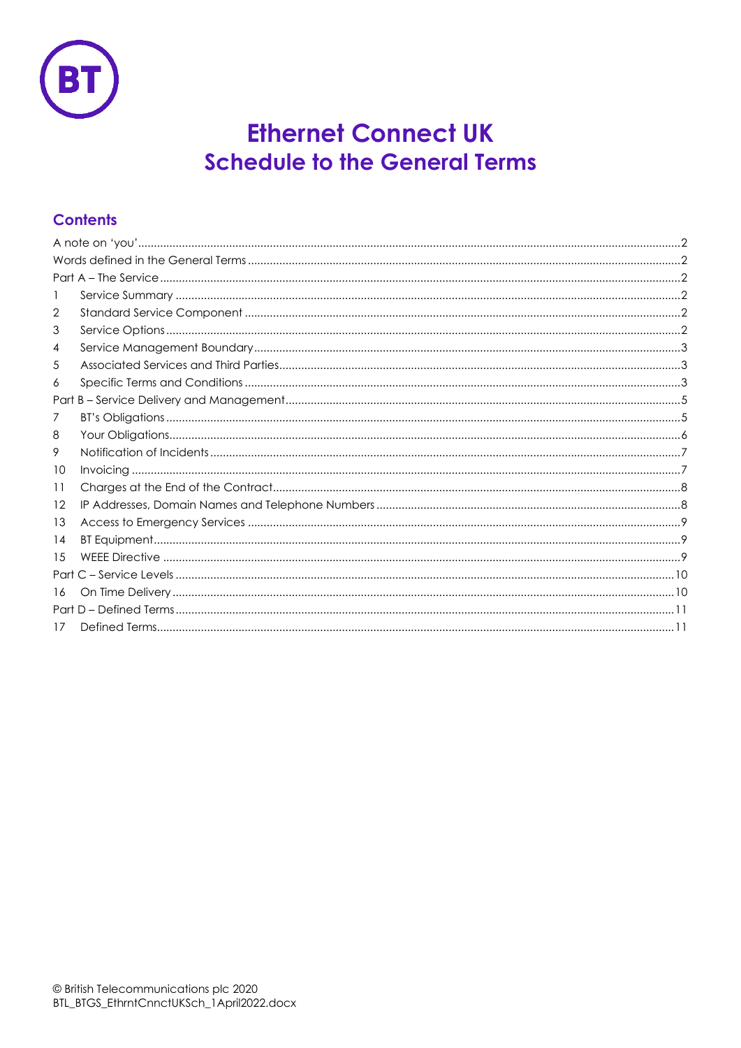# Ethernet Connect UK
## Schedule to the General Terms

### Contents

A note on 'you' ....... 2
Words defined in the General Terms ....... 2
Part A – The Service ....... 2
1 Service Summary ....... 2
2 Standard Service Component ....... 2
3 Service Options ....... 2
4 Service Management Boundary ....... 3
5 Associated Services and Third Parties ....... 3
6 Specific Terms and Conditions ....... 3
Part B – Service Delivery and Management ....... 5
7 BT's Obligations ....... 5
8 Your Obligations ....... 6
9 Notification of Incidents ....... 7
10 Invoicing ....... 7
11 Charges at the End of the Contract ....... 8
12 IP Addresses, Domain Names and Telephone Numbers ....... 8
13 Access to Emergency Services ....... 9
14 BT Equipment ....... 9
15 WEEE Directive ....... 9
Part C – Service Levels ....... 10
16 On Time Delivery ....... 10
Part D – Defined Terms ....... 11
17 Defined Terms ....... 11

© British Telecommunications plc 2020
BTL_BTGS_EthrntCnnctUKSch_1April2022.docx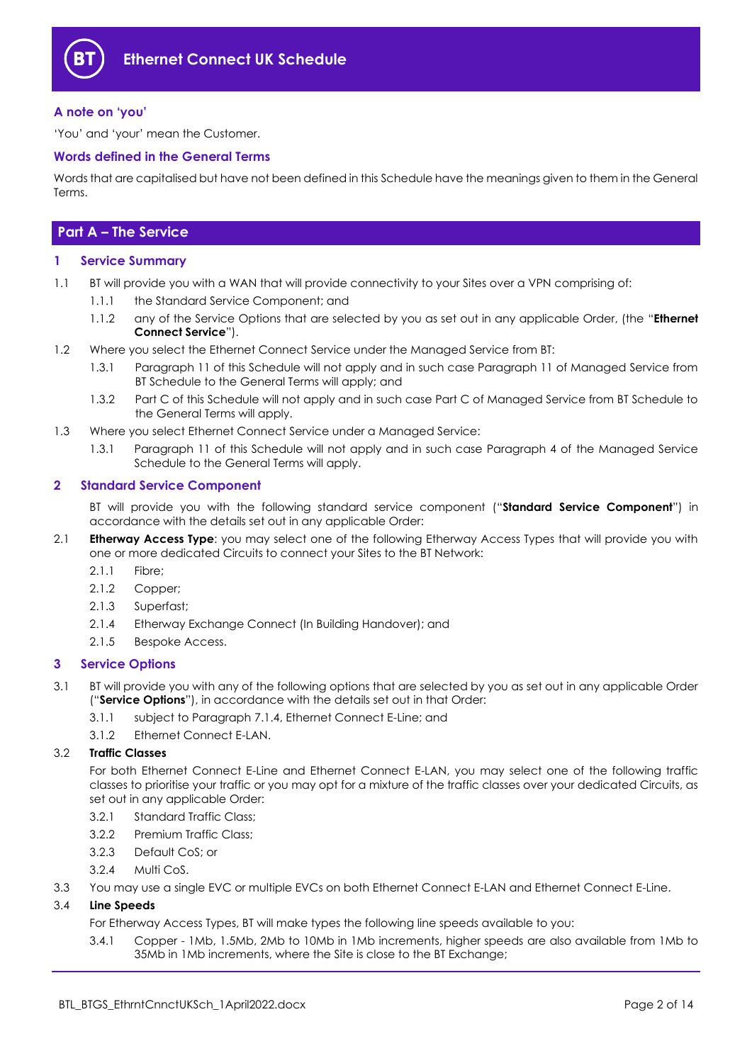# Ethernet Connect UK Schedule

### A note on 'you'

'You' and 'your' mean the Customer.

### Words defined in the General Terms

Words that are capitalised but have not been defined in this Schedule have the meanings given to them in the General Terms.

## Part A – The Service

### 1 Service Summary

1.1 BT will provide you with a WAN that will provide connectivity to your Sites over a VPN comprising of:

1.1.1 the Standard Service Component; and

1.1.2 any of the Service Options that are selected by you as set out in any applicable Order, (the "**Ethernet Connect Service**").

1.2 Where you select the Ethernet Connect Service under the Managed Service from BT:

1.3.1 Paragraph 11 of this Schedule will not apply and in such case Paragraph 11 of Managed Service from BT Schedule to the General Terms will apply; and

1.3.2 Part C of this Schedule will not apply and in such case Part C of Managed Service from BT Schedule to the General Terms will apply.

1.3 Where you select Ethernet Connect Service under a Managed Service:

1.3.1 Paragraph 11 of this Schedule will not apply and in such case Paragraph 4 of the Managed Service Schedule to the General Terms will apply.

### 2 Standard Service Component

BT will provide you with the following standard service component ("**Standard Service Component**") in accordance with the details set out in any applicable Order:

2.1 **Etherway Access Type**: you may select one of the following Etherway Access Types that will provide you with one or more dedicated Circuits to connect your Sites to the BT Network:

2.1.1 Fibre;

2.1.2 Copper;

2.1.3 Superfast;

2.1.4 Etherway Exchange Connect (In Building Handover); and

2.1.5 Bespoke Access.

### 3 Service Options

3.1 BT will provide you with any of the following options that are selected by you as set out in any applicable Order ("**Service Options**"), in accordance with the details set out in that Order:

3.1.1 subject to Paragraph 7.1.4, Ethernet Connect E-Line; and

3.1.2 Ethernet Connect E-LAN.

3.2 **Traffic Classes**

For both Ethernet Connect E-Line and Ethernet Connect E-LAN, you may select one of the following traffic classes to prioritise your traffic or you may opt for a mixture of the traffic classes over your dedicated Circuits, as set out in any applicable Order:

3.2.1 Standard Traffic Class;

3.2.2 Premium Traffic Class;

3.2.3 Default CoS; or

3.2.4 Multi CoS.

3.3 You may use a single EVC or multiple EVCs on both Ethernet Connect E-LAN and Ethernet Connect E-Line.

3.4 **Line Speeds**

For Etherway Access Types, BT will make types the following line speeds available to you:

3.4.1 Copper - 1Mb, 1.5Mb, 2Mb to 10Mb in 1Mb increments, higher speeds are also available from 1Mb to 35Mb in 1Mb increments, where the Site is close to the BT Exchange;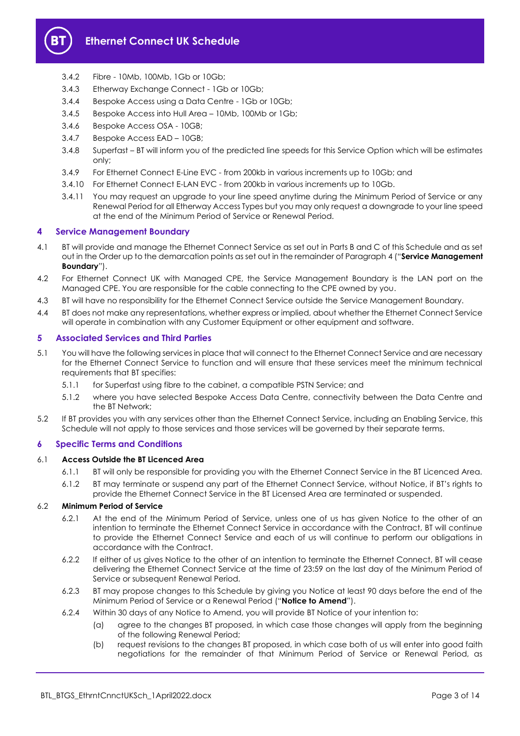3.4.2 Fibre - 10Mb, 100Mb, 1Gb or 10Gb;

3.4.3 Etherway Exchange Connect - 1Gb or 10Gb;

3.4.4 Bespoke Access using a Data Centre - 1Gb or 10Gb;

3.4.5 Bespoke Access into Hull Area – 10Mb, 100Mb or 1Gb;

3.4.6 Bespoke Access OSA - 10GB;

3.4.7 Bespoke Access EAD – 10GB;

3.4.8 Superfast – BT will inform you of the predicted line speeds for this Service Option which will be estimates only;

3.4.9 For Ethernet Connect E-Line EVC - from 200kb in various increments up to 10Gb; and

3.4.10 For Ethernet Connect E-LAN EVC - from 200kb in various increments up to 10Gb.

3.4.11 You may request an upgrade to your line speed anytime during the Minimum Period of Service or any Renewal Period for all Etherway Access Types but you may only request a downgrade to your line speed at the end of the Minimum Period of Service or Renewal Period.

## 4 Service Management Boundary

4.1 BT will provide and manage the Ethernet Connect Service as set out in Parts B and C of this Schedule and as set out in the Order up to the demarcation points as set out in the remainder of Paragraph 4 ("**Service Management Boundary**").

4.2 For Ethernet Connect UK with Managed CPE, the Service Management Boundary is the LAN port on the Managed CPE. You are responsible for the cable connecting to the CPE owned by you.

4.3 BT will have no responsibility for the Ethernet Connect Service outside the Service Management Boundary.

4.4 BT does not make any representations, whether express or implied, about whether the Ethernet Connect Service will operate in combination with any Customer Equipment or other equipment and software.

## 5 Associated Services and Third Parties

5.1 You will have the following services in place that will connect to the Ethernet Connect Service and are necessary for the Ethernet Connect Service to function and will ensure that these services meet the minimum technical requirements that BT specifies:

5.1.1 for Superfast using fibre to the cabinet, a compatible PSTN Service; and

5.1.2 where you have selected Bespoke Access Data Centre, connectivity between the Data Centre and the BT Network;

5.2 If BT provides you with any services other than the Ethernet Connect Service, including an Enabling Service, this Schedule will not apply to those services and those services will be governed by their separate terms.

## 6 Specific Terms and Conditions

6.1 **Access Outside the BT Licenced Area**

6.1.1 BT will only be responsible for providing you with the Ethernet Connect Service in the BT Licenced Area.

6.1.2 BT may terminate or suspend any part of the Ethernet Connect Service, without Notice, if BT's rights to provide the Ethernet Connect Service in the BT Licensed Area are terminated or suspended.

6.2 **Minimum Period of Service**

6.2.1 At the end of the Minimum Period of Service, unless one of us has given Notice to the other of an intention to terminate the Ethernet Connect Service in accordance with the Contract, BT will continue to provide the Ethernet Connect Service and each of us will continue to perform our obligations in accordance with the Contract.

6.2.2 If either of us gives Notice to the other of an intention to terminate the Ethernet Connect, BT will cease delivering the Ethernet Connect Service at the time of 23:59 on the last day of the Minimum Period of Service or subsequent Renewal Period.

6.2.3 BT may propose changes to this Schedule by giving you Notice at least 90 days before the end of the Minimum Period of Service or a Renewal Period ("**Notice to Amend**").

6.2.4 Within 30 days of any Notice to Amend, you will provide BT Notice of your intention to:

(a) agree to the changes BT proposed, in which case those changes will apply from the beginning of the following Renewal Period;

(b) request revisions to the changes BT proposed, in which case both of us will enter into good faith negotiations for the remainder of that Minimum Period of Service or Renewal Period, as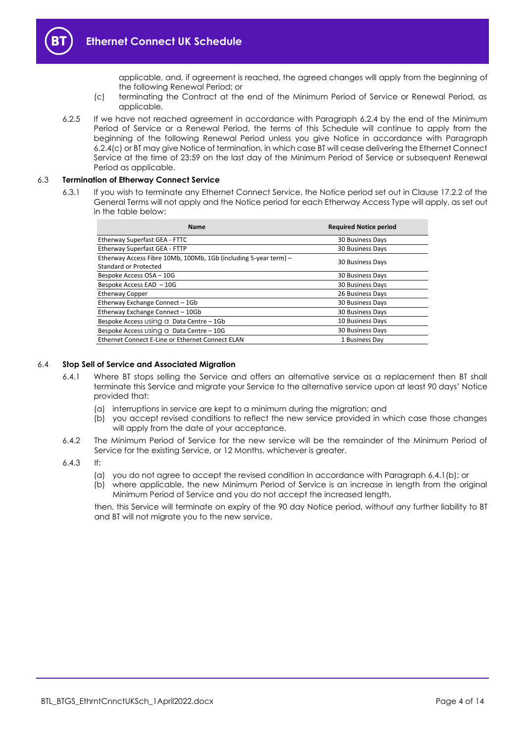applicable, and, if agreement is reached, the agreed changes will apply from the beginning of the following Renewal Period; or

(c) terminating the Contract at the end of the Minimum Period of Service or Renewal Period, as applicable.

6.2.5 If we have not reached agreement in accordance with Paragraph 6.2.4 by the end of the Minimum Period of Service or a Renewal Period, the terms of this Schedule will continue to apply from the beginning of the following Renewal Period unless you give Notice in accordance with Paragraph 6.2.4(c) or BT may give Notice of termination, in which case BT will cease delivering the Ethernet Connect Service at the time of 23:59 on the last day of the Minimum Period of Service or subsequent Renewal Period as applicable.

### 6.3 Termination of Etherway Connect Service

6.3.1 If you wish to terminate any Ethernet Connect Service, the Notice period set out in Clause 17.2.2 of the General Terms will not apply and the Notice period for each Etherway Access Type will apply, as set out in the table below:

| Name | Required Notice period |
|---|---|
| Etherway Superfast GEA - FTTC | 30 Business Days |
| Etherway Superfast GEA - FTTP | 30 Business Days |
| Etherway Access Fibre 10Mb, 100Mb, 1Gb (including 5-year term) – Standard or Protected | 30 Business Days |
| Bespoke Access OSA – 10G | 30 Business Days |
| Bespoke Access EAD – 10G | 30 Business Days |
| Etherway Copper | 26 Business Days |
| Etherway Exchange Connect – 1Gb | 30 Business Days |
| Etherway Exchange Connect – 10Gb | 30 Business Days |
| Bespoke Access using a Data Centre – 1Gb | 10 Business Days |
| Bespoke Access using a Data Centre – 10G | 30 Business Days |
| Ethernet Connect E-Line or Ethernet Connect ELAN | 1 Business Day |

### 6.4 Stop Sell of Service and Associated Migration

6.4.1 Where BT stops selling the Service and offers an alternative service as a replacement then BT shall terminate this Service and migrate your Service to the alternative service upon at least 90 days' Notice provided that:

(a) interruptions in service are kept to a minimum during the migration; and

(b) you accept revised conditions to reflect the new service provided in which case those changes will apply from the date of your acceptance.

6.4.2 The Minimum Period of Service for the new service will be the remainder of the Minimum Period of Service for the existing Service, or 12 Months, whichever is greater.

6.4.3 If:

(a) you do not agree to accept the revised condition in accordance with Paragraph 6.4.1(b); or

(b) where applicable, the new Minimum Period of Service is an increase in length from the original Minimum Period of Service and you do not accept the increased length,

then, this Service will terminate on expiry of the 90 day Notice period, without any further liability to BT and BT will not migrate you to the new service.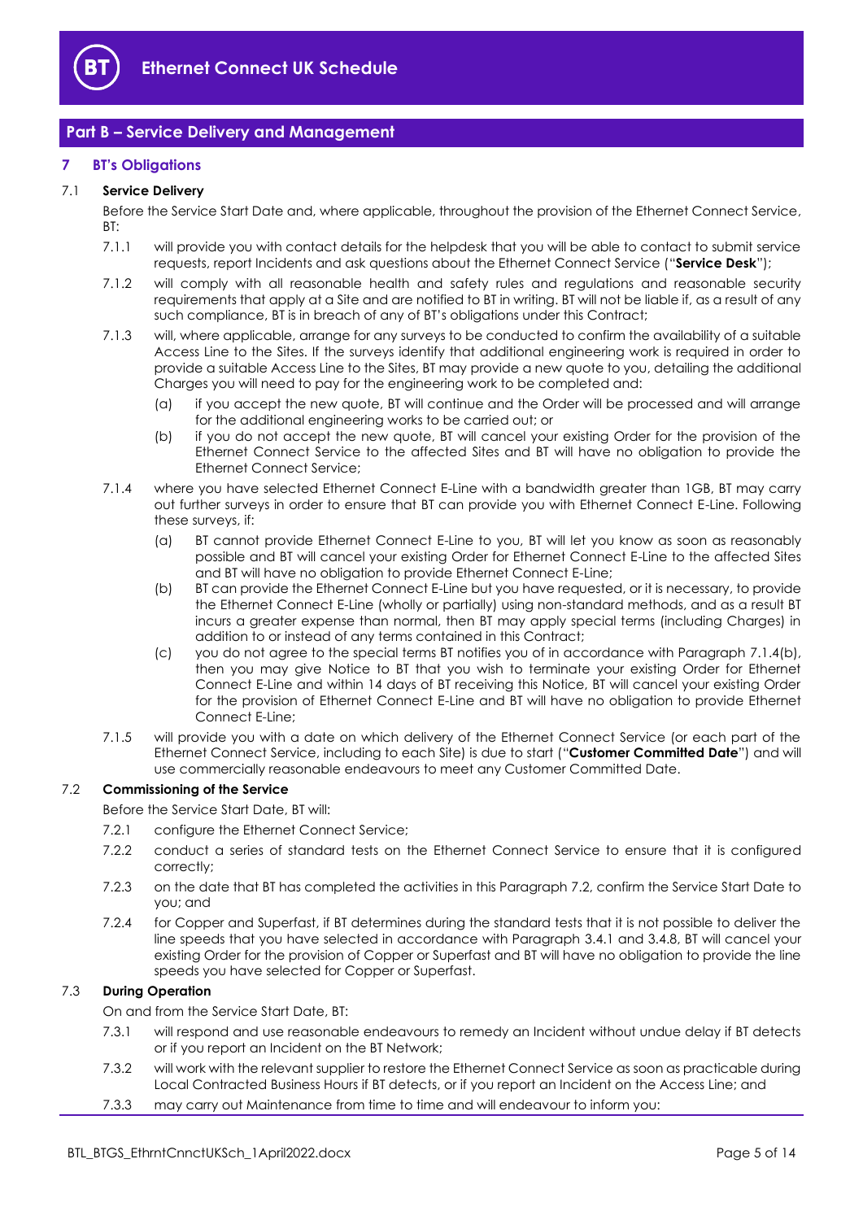## Part B – Service Delivery and Management

### 7 BT's Obligations

#### 7.1 Service Delivery

Before the Service Start Date and, where applicable, throughout the provision of the Ethernet Connect Service, BT:

7.1.1 will provide you with contact details for the helpdesk that you will be able to contact to submit service requests, report Incidents and ask questions about the Ethernet Connect Service ("**Service Desk**");

7.1.2 will comply with all reasonable health and safety rules and regulations and reasonable security requirements that apply at a Site and are notified to BT in writing. BT will not be liable if, as a result of any such compliance, BT is in breach of any of BT's obligations under this Contract;

7.1.3 will, where applicable, arrange for any surveys to be conducted to confirm the availability of a suitable Access Line to the Sites. If the surveys identify that additional engineering work is required in order to provide a suitable Access Line to the Sites, BT may provide a new quote to you, detailing the additional Charges you will need to pay for the engineering work to be completed and:

(a) if you accept the new quote, BT will continue and the Order will be processed and will arrange for the additional engineering works to be carried out; or

(b) if you do not accept the new quote, BT will cancel your existing Order for the provision of the Ethernet Connect Service to the affected Sites and BT will have no obligation to provide the Ethernet Connect Service;

7.1.4 where you have selected Ethernet Connect E-Line with a bandwidth greater than 1GB, BT may carry out further surveys in order to ensure that BT can provide you with Ethernet Connect E-Line. Following these surveys, if:

(a) BT cannot provide Ethernet Connect E-Line to you, BT will let you know as soon as reasonably possible and BT will cancel your existing Order for Ethernet Connect E-Line to the affected Sites and BT will have no obligation to provide Ethernet Connect E-Line;

(b) BT can provide the Ethernet Connect E-Line but you have requested, or it is necessary, to provide the Ethernet Connect E-Line (wholly or partially) using non-standard methods, and as a result BT incurs a greater expense than normal, then BT may apply special terms (including Charges) in addition to or instead of any terms contained in this Contract;

(c) you do not agree to the special terms BT notifies you of in accordance with Paragraph 7.1.4(b), then you may give Notice to BT that you wish to terminate your existing Order for Ethernet Connect E-Line and within 14 days of BT receiving this Notice, BT will cancel your existing Order for the provision of Ethernet Connect E-Line and BT will have no obligation to provide Ethernet Connect E-Line;

7.1.5 will provide you with a date on which delivery of the Ethernet Connect Service (or each part of the Ethernet Connect Service, including to each Site) is due to start ("**Customer Committed Date**") and will use commercially reasonable endeavours to meet any Customer Committed Date.

#### 7.2 Commissioning of the Service

Before the Service Start Date, BT will:

7.2.1 configure the Ethernet Connect Service;

7.2.2 conduct a series of standard tests on the Ethernet Connect Service to ensure that it is configured correctly;

7.2.3 on the date that BT has completed the activities in this Paragraph 7.2, confirm the Service Start Date to you; and

7.2.4 for Copper and Superfast, if BT determines during the standard tests that it is not possible to deliver the line speeds that you have selected in accordance with Paragraph 3.4.1 and 3.4.8, BT will cancel your existing Order for the provision of Copper or Superfast and BT will have no obligation to provide the line speeds you have selected for Copper or Superfast.

#### 7.3 During Operation

On and from the Service Start Date, BT:

7.3.1 will respond and use reasonable endeavours to remedy an Incident without undue delay if BT detects or if you report an Incident on the BT Network;

7.3.2 will work with the relevant supplier to restore the Ethernet Connect Service as soon as practicable during Local Contracted Business Hours if BT detects, or if you report an Incident on the Access Line; and

7.3.3 may carry out Maintenance from time to time and will endeavour to inform you: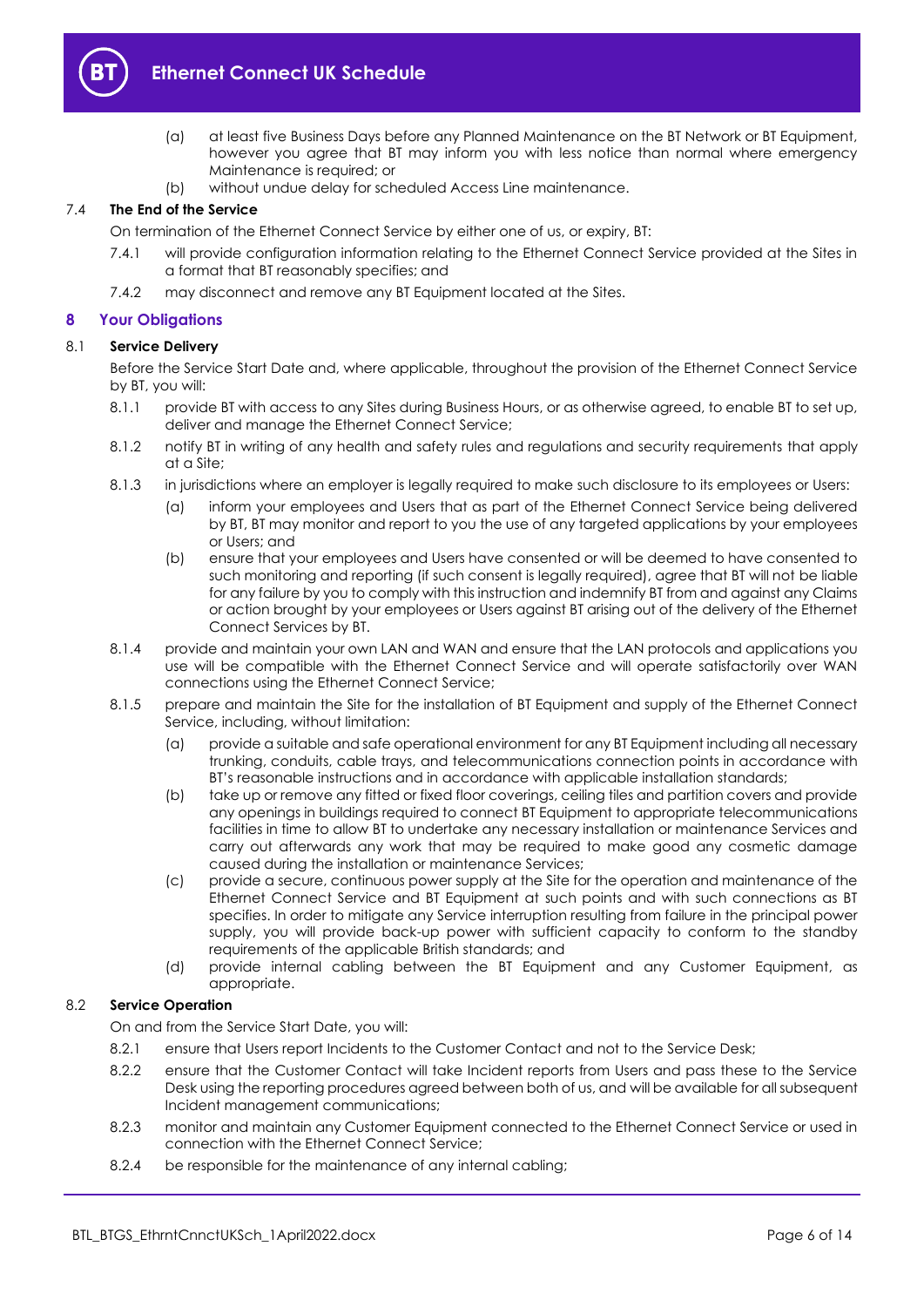(a) at least five Business Days before any Planned Maintenance on the BT Network or BT Equipment, however you agree that BT may inform you with less notice than normal where emergency Maintenance is required; or

(b) without undue delay for scheduled Access Line maintenance.

7.4 **The End of the Service**

On termination of the Ethernet Connect Service by either one of us, or expiry, BT:

7.4.1 will provide configuration information relating to the Ethernet Connect Service provided at the Sites in a format that BT reasonably specifies; and

7.4.2 may disconnect and remove any BT Equipment located at the Sites.

## 8 Your Obligations

8.1 **Service Delivery**

Before the Service Start Date and, where applicable, throughout the provision of the Ethernet Connect Service by BT, you will:

8.1.1 provide BT with access to any Sites during Business Hours, or as otherwise agreed, to enable BT to set up, deliver and manage the Ethernet Connect Service;

8.1.2 notify BT in writing of any health and safety rules and regulations and security requirements that apply at a Site;

8.1.3 in jurisdictions where an employer is legally required to make such disclosure to its employees or Users:

(a) inform your employees and Users that as part of the Ethernet Connect Service being delivered by BT, BT may monitor and report to you the use of any targeted applications by your employees or Users; and

(b) ensure that your employees and Users have consented or will be deemed to have consented to such monitoring and reporting (if such consent is legally required), agree that BT will not be liable for any failure by you to comply with this instruction and indemnify BT from and against any Claims or action brought by your employees or Users against BT arising out of the delivery of the Ethernet Connect Services by BT.

8.1.4 provide and maintain your own LAN and WAN and ensure that the LAN protocols and applications you use will be compatible with the Ethernet Connect Service and will operate satisfactorily over WAN connections using the Ethernet Connect Service;

8.1.5 prepare and maintain the Site for the installation of BT Equipment and supply of the Ethernet Connect Service, including, without limitation:

(a) provide a suitable and safe operational environment for any BT Equipment including all necessary trunking, conduits, cable trays, and telecommunications connection points in accordance with BT's reasonable instructions and in accordance with applicable installation standards;

(b) take up or remove any fitted or fixed floor coverings, ceiling tiles and partition covers and provide any openings in buildings required to connect BT Equipment to appropriate telecommunications facilities in time to allow BT to undertake any necessary installation or maintenance Services and carry out afterwards any work that may be required to make good any cosmetic damage caused during the installation or maintenance Services;

(c) provide a secure, continuous power supply at the Site for the operation and maintenance of the Ethernet Connect Service and BT Equipment at such points and with such connections as BT specifies. In order to mitigate any Service interruption resulting from failure in the principal power supply, you will provide back-up power with sufficient capacity to conform to the standby requirements of the applicable British standards; and

(d) provide internal cabling between the BT Equipment and any Customer Equipment, as appropriate.

8.2 **Service Operation**

On and from the Service Start Date, you will:

8.2.1 ensure that Users report Incidents to the Customer Contact and not to the Service Desk;

8.2.2 ensure that the Customer Contact will take Incident reports from Users and pass these to the Service Desk using the reporting procedures agreed between both of us, and will be available for all subsequent Incident management communications;

8.2.3 monitor and maintain any Customer Equipment connected to the Ethernet Connect Service or used in connection with the Ethernet Connect Service;

8.2.4 be responsible for the maintenance of any internal cabling;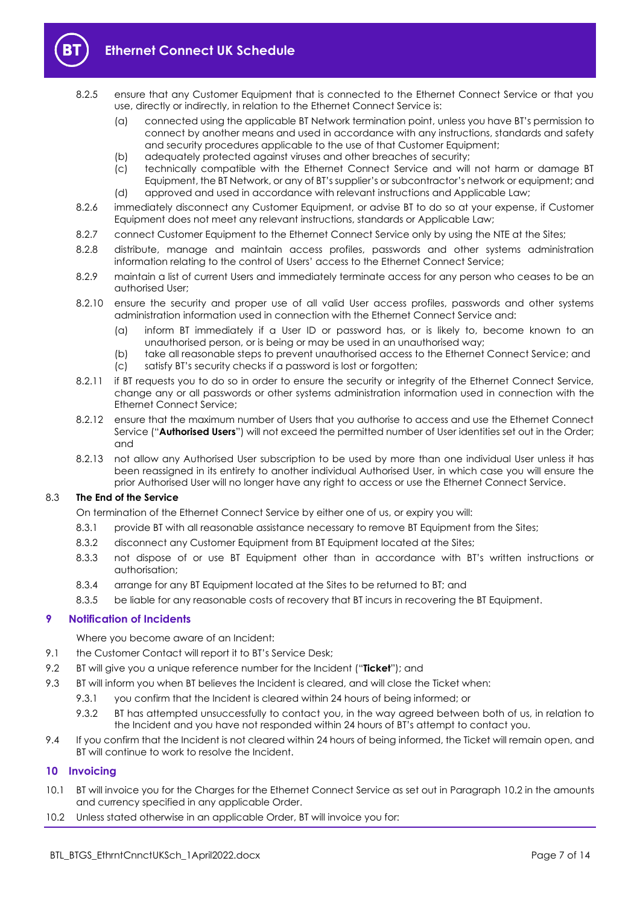8.2.5 ensure that any Customer Equipment that is connected to the Ethernet Connect Service or that you use, directly or indirectly, in relation to the Ethernet Connect Service is:

(a) connected using the applicable BT Network termination point, unless you have BT's permission to connect by another means and used in accordance with any instructions, standards and safety and security procedures applicable to the use of that Customer Equipment;

(b) adequately protected against viruses and other breaches of security;

(c) technically compatible with the Ethernet Connect Service and will not harm or damage BT Equipment, the BT Network, or any of BT's supplier's or subcontractor's network or equipment; and

(d) approved and used in accordance with relevant instructions and Applicable Law;

8.2.6 immediately disconnect any Customer Equipment, or advise BT to do so at your expense, if Customer Equipment does not meet any relevant instructions, standards or Applicable Law;

8.2.7 connect Customer Equipment to the Ethernet Connect Service only by using the NTE at the Sites;

8.2.8 distribute, manage and maintain access profiles, passwords and other systems administration information relating to the control of Users' access to the Ethernet Connect Service;

8.2.9 maintain a list of current Users and immediately terminate access for any person who ceases to be an authorised User;

8.2.10 ensure the security and proper use of all valid User access profiles, passwords and other systems administration information used in connection with the Ethernet Connect Service and:

(a) inform BT immediately if a User ID or password has, or is likely to, become known to an unauthorised person, or is being or may be used in an unauthorised way;

(b) take all reasonable steps to prevent unauthorised access to the Ethernet Connect Service; and

(c) satisfy BT's security checks if a password is lost or forgotten;

8.2.11 if BT requests you to do so in order to ensure the security or integrity of the Ethernet Connect Service, change any or all passwords or other systems administration information used in connection with the Ethernet Connect Service;

8.2.12 ensure that the maximum number of Users that you authorise to access and use the Ethernet Connect Service ("**Authorised Users**") will not exceed the permitted number of User identities set out in the Order; and

8.2.13 not allow any Authorised User subscription to be used by more than one individual User unless it has been reassigned in its entirety to another individual Authorised User, in which case you will ensure the prior Authorised User will no longer have any right to access or use the Ethernet Connect Service.

8.3 **The End of the Service**

On termination of the Ethernet Connect Service by either one of us, or expiry you will:

8.3.1 provide BT with all reasonable assistance necessary to remove BT Equipment from the Sites;

8.3.2 disconnect any Customer Equipment from BT Equipment located at the Sites;

8.3.3 not dispose of or use BT Equipment other than in accordance with BT's written instructions or authorisation;

8.3.4 arrange for any BT Equipment located at the Sites to be returned to BT; and

8.3.5 be liable for any reasonable costs of recovery that BT incurs in recovering the BT Equipment.

## 9 Notification of Incidents

Where you become aware of an Incident:

9.1 the Customer Contact will report it to BT's Service Desk;

9.2 BT will give you a unique reference number for the Incident ("**Ticket**"); and

9.3 BT will inform you when BT believes the Incident is cleared, and will close the Ticket when:

9.3.1 you confirm that the Incident is cleared within 24 hours of being informed; or

9.3.2 BT has attempted unsuccessfully to contact you, in the way agreed between both of us, in relation to the Incident and you have not responded within 24 hours of BT's attempt to contact you.

9.4 If you confirm that the Incident is not cleared within 24 hours of being informed, the Ticket will remain open, and BT will continue to work to resolve the Incident.

## 10 Invoicing

10.1 BT will invoice you for the Charges for the Ethernet Connect Service as set out in Paragraph 10.2 in the amounts and currency specified in any applicable Order.

10.2 Unless stated otherwise in an applicable Order, BT will invoice you for: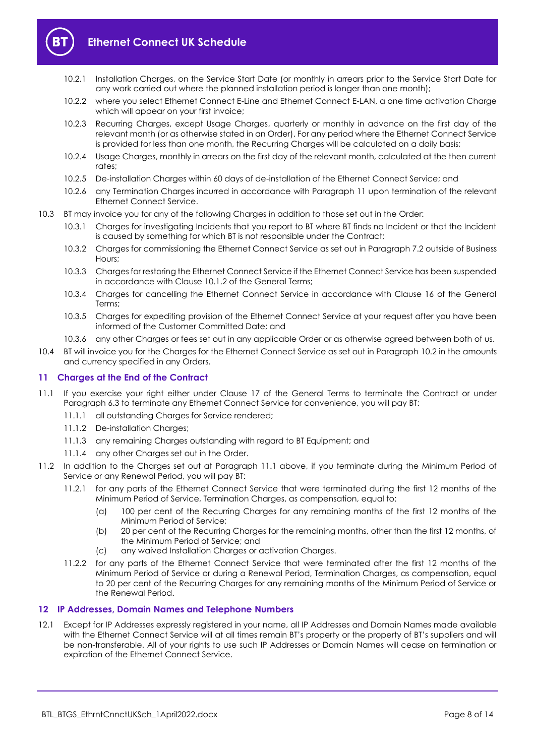10.2.1 Installation Charges, on the Service Start Date (or monthly in arrears prior to the Service Start Date for any work carried out where the planned installation period is longer than one month);

10.2.2 where you select Ethernet Connect E-Line and Ethernet Connect E-LAN, a one time activation Charge which will appear on your first invoice;

10.2.3 Recurring Charges, except Usage Charges, quarterly or monthly in advance on the first day of the relevant month (or as otherwise stated in an Order). For any period where the Ethernet Connect Service is provided for less than one month, the Recurring Charges will be calculated on a daily basis;

10.2.4 Usage Charges, monthly in arrears on the first day of the relevant month, calculated at the then current rates;

10.2.5 De-installation Charges within 60 days of de-installation of the Ethernet Connect Service; and

10.2.6 any Termination Charges incurred in accordance with Paragraph 11 upon termination of the relevant Ethernet Connect Service.

10.3 BT may invoice you for any of the following Charges in addition to those set out in the Order:

10.3.1 Charges for investigating Incidents that you report to BT where BT finds no Incident or that the Incident is caused by something for which BT is not responsible under the Contract;

10.3.2 Charges for commissioning the Ethernet Connect Service as set out in Paragraph 7.2 outside of Business Hours;

10.3.3 Charges for restoring the Ethernet Connect Service if the Ethernet Connect Service has been suspended in accordance with Clause 10.1.2 of the General Terms;

10.3.4 Charges for cancelling the Ethernet Connect Service in accordance with Clause 16 of the General Terms;

10.3.5 Charges for expediting provision of the Ethernet Connect Service at your request after you have been informed of the Customer Committed Date; and

10.3.6 any other Charges or fees set out in any applicable Order or as otherwise agreed between both of us.

10.4 BT will invoice you for the Charges for the Ethernet Connect Service as set out in Paragraph 10.2 in the amounts and currency specified in any Orders.

## 11 Charges at the End of the Contract

11.1 If you exercise your right either under Clause 17 of the General Terms to terminate the Contract or under Paragraph 6.3 to terminate any Ethernet Connect Service for convenience, you will pay BT:

11.1.1 all outstanding Charges for Service rendered;

11.1.2 De-installation Charges;

11.1.3 any remaining Charges outstanding with regard to BT Equipment; and

11.1.4 any other Charges set out in the Order.

11.2 In addition to the Charges set out at Paragraph 11.1 above, if you terminate during the Minimum Period of Service or any Renewal Period, you will pay BT:

11.2.1 for any parts of the Ethernet Connect Service that were terminated during the first 12 months of the Minimum Period of Service, Termination Charges, as compensation, equal to:

(a) 100 per cent of the Recurring Charges for any remaining months of the first 12 months of the Minimum Period of Service;

(b) 20 per cent of the Recurring Charges for the remaining months, other than the first 12 months, of the Minimum Period of Service; and

(c) any waived Installation Charges or activation Charges.

11.2.2 for any parts of the Ethernet Connect Service that were terminated after the first 12 months of the Minimum Period of Service or during a Renewal Period, Termination Charges, as compensation, equal to 20 per cent of the Recurring Charges for any remaining months of the Minimum Period of Service or the Renewal Period.

## 12 IP Addresses, Domain Names and Telephone Numbers

12.1 Except for IP Addresses expressly registered in your name, all IP Addresses and Domain Names made available with the Ethernet Connect Service will at all times remain BT's property or the property of BT's suppliers and will be non-transferable. All of your rights to use such IP Addresses or Domain Names will cease on termination or expiration of the Ethernet Connect Service.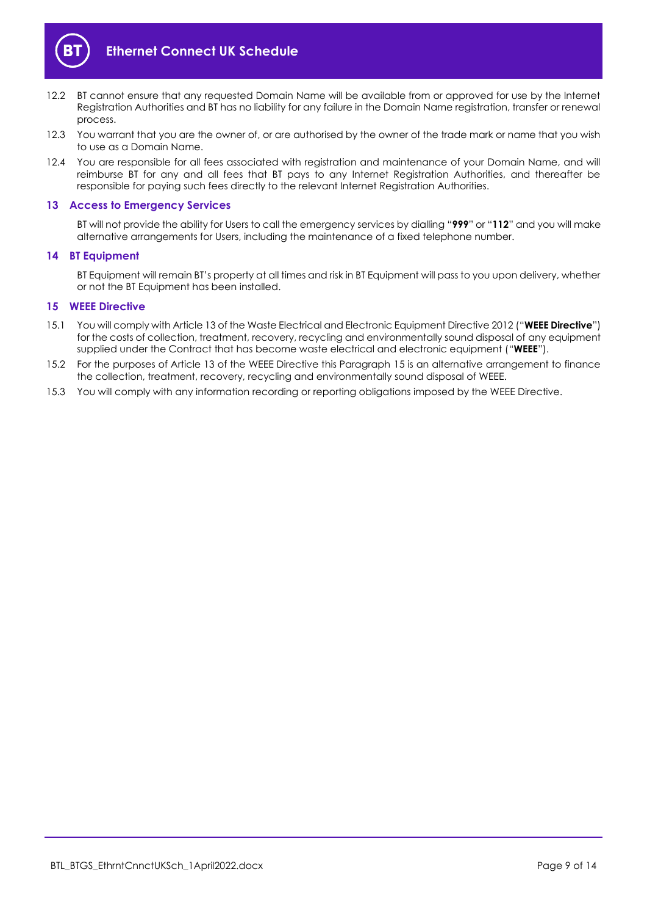12.2 BT cannot ensure that any requested Domain Name will be available from or approved for use by the Internet Registration Authorities and BT has no liability for any failure in the Domain Name registration, transfer or renewal process.

12.3 You warrant that you are the owner of, or are authorised by the owner of the trade mark or name that you wish to use as a Domain Name.

12.4 You are responsible for all fees associated with registration and maintenance of your Domain Name, and will reimburse BT for any and all fees that BT pays to any Internet Registration Authorities, and thereafter be responsible for paying such fees directly to the relevant Internet Registration Authorities.

## 13 Access to Emergency Services

BT will not provide the ability for Users to call the emergency services by dialling "**999**" or "**112**" and you will make alternative arrangements for Users, including the maintenance of a fixed telephone number.

## 14 BT Equipment

BT Equipment will remain BT's property at all times and risk in BT Equipment will pass to you upon delivery, whether or not the BT Equipment has been installed.

## 15 WEEE Directive

15.1 You will comply with Article 13 of the Waste Electrical and Electronic Equipment Directive 2012 ("**WEEE Directive**") for the costs of collection, treatment, recovery, recycling and environmentally sound disposal of any equipment supplied under the Contract that has become waste electrical and electronic equipment ("**WEEE**").

15.2 For the purposes of Article 13 of the WEEE Directive this Paragraph 15 is an alternative arrangement to finance the collection, treatment, recovery, recycling and environmentally sound disposal of WEEE.

15.3 You will comply with any information recording or reporting obligations imposed by the WEEE Directive.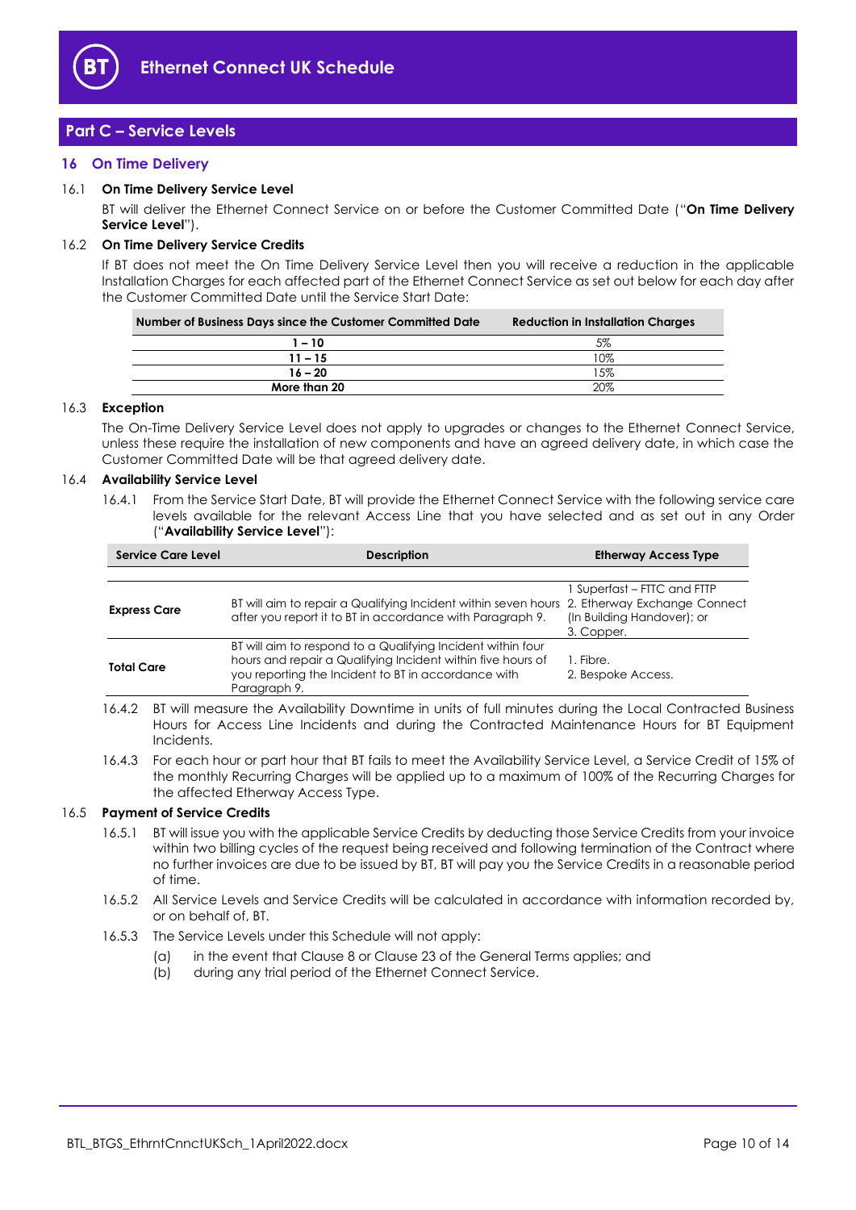## Part C – Service Levels

### 16 On Time Delivery

16.1 **On Time Delivery Service Level**

BT will deliver the Ethernet Connect Service on or before the Customer Committed Date ("**On Time Delivery Service Level**").

16.2 **On Time Delivery Service Credits**

If BT does not meet the On Time Delivery Service Level then you will receive a reduction in the applicable Installation Charges for each affected part of the Ethernet Connect Service as set out below for each day after the Customer Committed Date until the Service Start Date:

| Number of Business Days since the Customer Committed Date | Reduction in Installation Charges |
|---|---|
| **1 – 10** | 5% |
| **11 – 15** | 10% |
| **16 – 20** | 15% |
| **More than 20** | 20% |

16.3 **Exception**

The On-Time Delivery Service Level does not apply to upgrades or changes to the Ethernet Connect Service, unless these require the installation of new components and have an agreed delivery date, in which case the Customer Committed Date will be that agreed delivery date.

16.4 **Availability Service Level**

16.4.1 From the Service Start Date, BT will provide the Ethernet Connect Service with the following service care levels available for the relevant Access Line that you have selected and as set out in any Order ("**Availability Service Level**"):

| Service Care Level | Description | Etherway Access Type |
|---|---|---|
| **Express Care** | BT will aim to repair a Qualifying Incident within seven hours after you report it to BT in accordance with Paragraph 9. | 1 Superfast – FTTC and FTTP<br>2. Etherway Exchange Connect (In Building Handover); or<br>3. Copper. |
| **Total Care** | BT will aim to respond to a Qualifying Incident within four hours and repair a Qualifying Incident within five hours of you reporting the Incident to BT in accordance with Paragraph 9. | 1. Fibre.<br>2. Bespoke Access. |

16.4.2 BT will measure the Availability Downtime in units of full minutes during the Local Contracted Business Hours for Access Line Incidents and during the Contracted Maintenance Hours for BT Equipment Incidents.

16.4.3 For each hour or part hour that BT fails to meet the Availability Service Level, a Service Credit of 15% of the monthly Recurring Charges will be applied up to a maximum of 100% of the Recurring Charges for the affected Etherway Access Type.

16.5 **Payment of Service Credits**

16.5.1 BT will issue you with the applicable Service Credits by deducting those Service Credits from your invoice within two billing cycles of the request being received and following termination of the Contract where no further invoices are due to be issued by BT, BT will pay you the Service Credits in a reasonable period of time.

16.5.2 All Service Levels and Service Credits will be calculated in accordance with information recorded by, or on behalf of, BT.

16.5.3 The Service Levels under this Schedule will not apply:

(a) in the event that Clause 8 or Clause 23 of the General Terms applies; and

(b) during any trial period of the Ethernet Connect Service.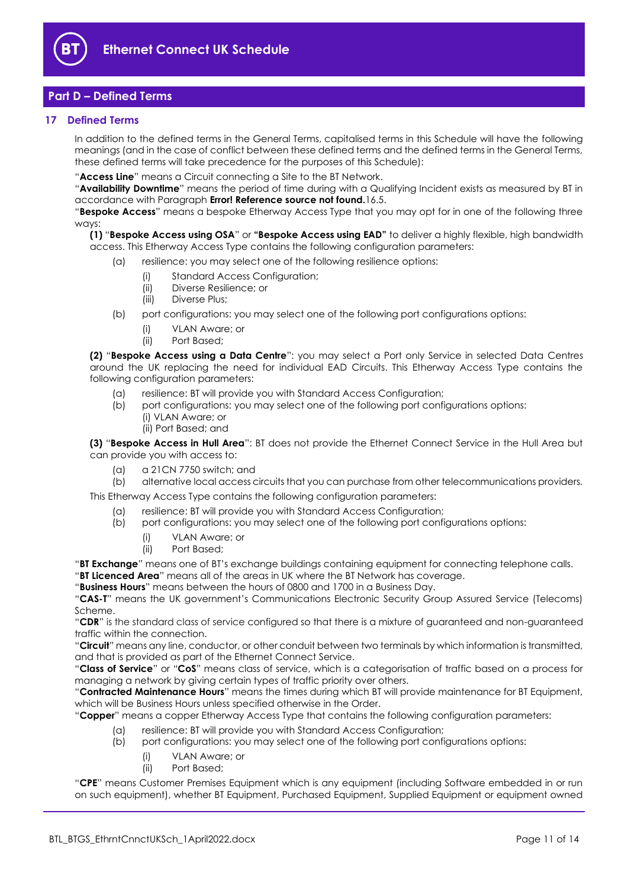## Part D – Defined Terms

### 17 Defined Terms

In addition to the defined terms in the General Terms, capitalised terms in this Schedule will have the following meanings (and in the case of conflict between these defined terms and the defined terms in the General Terms, these defined terms will take precedence for the purposes of this Schedule):

"**Access Line**" means a Circuit connecting a Site to the BT Network.

"**Availability Downtime**" means the period of time during with a Qualifying Incident exists as measured by BT in accordance with Paragraph **Error! Reference source not found.**16.5.

"**Bespoke Access**" means a bespoke Etherway Access Type that you may opt for in one of the following three ways:

**(1)** "**Bespoke Access using OSA**" or **"Bespoke Access using EAD"** to deliver a highly flexible, high bandwidth access. This Etherway Access Type contains the following configuration parameters:

- (a) resilience: you may select one of the following resilience options:
  - (i) Standard Access Configuration;
  - (ii) Diverse Resilience; or
  - (iii) Diverse Plus;
- (b) port configurations: you may select one of the following port configurations options:
  - (i) VLAN Aware; or
  - (ii) Port Based;

**(2)** "**Bespoke Access using a Data Centre**": you may select a Port only Service in selected Data Centres around the UK replacing the need for individual EAD Circuits. This Etherway Access Type contains the following configuration parameters:

- (a) resilience: BT will provide you with Standard Access Configuration;
- (b) port configurations: you may select one of the following port configurations options:
  - (i) VLAN Aware; or
  - (ii) Port Based; and

**(3)** "**Bespoke Access in Hull Area**": BT does not provide the Ethernet Connect Service in the Hull Area but can provide you with access to:

- (a) a 21CN 7750 switch; and
- (b) alternative local access circuits that you can purchase from other telecommunications providers.

This Etherway Access Type contains the following configuration parameters:

- (a) resilience: BT will provide you with Standard Access Configuration;
- (b) port configurations: you may select one of the following port configurations options:
  - (i) VLAN Aware; or
  - (ii) Port Based;

"**BT Exchange**" means one of BT's exchange buildings containing equipment for connecting telephone calls.

"**BT Licenced Area**" means all of the areas in UK where the BT Network has coverage.

"**Business Hours**" means between the hours of 0800 and 1700 in a Business Day.

"**CAS-T**" means the UK government's Communications Electronic Security Group Assured Service (Telecoms) Scheme.

"**CDR**" is the standard class of service configured so that there is a mixture of guaranteed and non-guaranteed traffic within the connection.

"**Circuit**" means any line, conductor, or other conduit between two terminals by which information is transmitted, and that is provided as part of the Ethernet Connect Service.

"**Class of Service**" or "**CoS**" means class of service, which is a categorisation of traffic based on a process for managing a network by giving certain types of traffic priority over others.

"**Contracted Maintenance Hours**" means the times during which BT will provide maintenance for BT Equipment, which will be Business Hours unless specified otherwise in the Order.

"**Copper**" means a copper Etherway Access Type that contains the following configuration parameters:

- (a) resilience: BT will provide you with Standard Access Configuration;
- (b) port configurations: you may select one of the following port configurations options:
  - (i) VLAN Aware; or
  - (ii) Port Based;

"**CPE**" means Customer Premises Equipment which is any equipment (including Software embedded in or run on such equipment), whether BT Equipment, Purchased Equipment, Supplied Equipment or equipment owned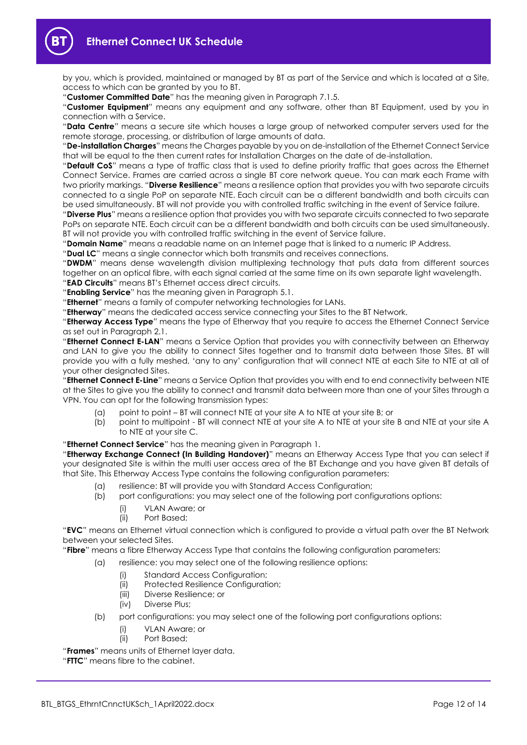by you, which is provided, maintained or managed by BT as part of the Service and which is located at a Site, access to which can be granted by you to BT.

"**Customer Committed Date**" has the meaning given in Paragraph 7.1.5.

"**Customer Equipment**" means any equipment and any software, other than BT Equipment, used by you in connection with a Service.

"**Data Centre**" means a secure site which houses a large group of networked computer servers used for the remote storage, processing, or distribution of large amounts of data.

"**De-installation Charges**" means the Charges payable by you on de-installation of the Ethernet Connect Service that will be equal to the then current rates for Installation Charges on the date of de-installation.

"**Default CoS**" means a type of traffic class that is used to define priority traffic that goes across the Ethernet Connect Service. Frames are carried across a single BT core network queue. You can mark each Frame with two priority markings. "**Diverse Resilience**" means a resilience option that provides you with two separate circuits connected to a single PoP on separate NTE. Each circuit can be a different bandwidth and both circuits can be used simultaneously. BT will not provide you with controlled traffic switching in the event of Service failure.

"**Diverse Plus**" means a resilience option that provides you with two separate circuits connected to two separate PoPs on separate NTE. Each circuit can be a different bandwidth and both circuits can be used simultaneously. BT will not provide you with controlled traffic switching in the event of Service failure.

"**Domain Name**" means a readable name on an Internet page that is linked to a numeric IP Address.

"**Dual LC**" means a single connector which both transmits and receives connections.

"**DWDM**" means dense wavelength division multiplexing technology that puts data from different sources together on an optical fibre, with each signal carried at the same time on its own separate light wavelength.

"**EAD Circuits**" means BT's Ethernet access direct circuits.

"**Enabling Service**" has the meaning given in Paragraph 5.1.

"**Ethernet**" means a family of computer networking technologies for LANs.

"**Etherway**" means the dedicated access service connecting your Sites to the BT Network.

"**Etherway Access Type**" means the type of Etherway that you require to access the Ethernet Connect Service as set out in Paragraph 2.1.

"**Ethernet Connect E-LAN**" means a Service Option that provides you with connectivity between an Etherway and LAN to give you the ability to connect Sites together and to transmit data between those Sites. BT will provide you with a fully meshed, 'any to any' configuration that will connect NTE at each Site to NTE at all of your other designated Sites.

"**Ethernet Connect E-Line**" means a Service Option that provides you with end to end connectivity between NTE at the Sites to give you the ability to connect and transmit data between more than one of your Sites through a VPN. You can opt for the following transmission types:

(a) point to point – BT will connect NTE at your site A to NTE at your site B; or
(b) point to multipoint - BT will connect NTE at your site A to NTE at your site B and NTE at your site A to NTE at your site C.

"**Ethernet Connect Service**" has the meaning given in Paragraph 1.

"**Etherway Exchange Connect (In Building Handover)**" means an Etherway Access Type that you can select if your designated Site is within the multi user access area of the BT Exchange and you have given BT details of that Site. This Etherway Access Type contains the following configuration parameters:

(a) resilience: BT will provide you with Standard Access Configuration;
(b) port configurations: you may select one of the following port configurations options:
    (i) VLAN Aware; or
    (ii) Port Based;

"**EVC**" means an Ethernet virtual connection which is configured to provide a virtual path over the BT Network between your selected Sites.

"**Fibre**" means a fibre Etherway Access Type that contains the following configuration parameters:

(a) resilience: you may select one of the following resilience options:
    (i) Standard Access Configuration;
    (ii) Protected Resilience Configuration;
    (iii) Diverse Resilience; or
    (iv) Diverse Plus;
(b) port configurations: you may select one of the following port configurations options:
    (i) VLAN Aware; or
    (ii) Port Based;

"**Frames**" means units of Ethernet layer data.

"**FTTC**" means fibre to the cabinet.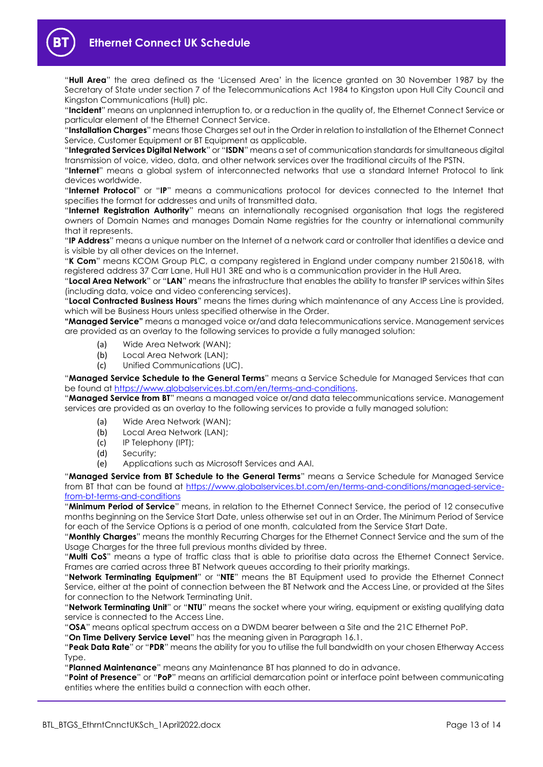"**Hull Area**" the area defined as the 'Licensed Area' in the licence granted on 30 November 1987 by the Secretary of State under section 7 of the Telecommunications Act 1984 to Kingston upon Hull City Council and Kingston Communications (Hull) plc.

"**Incident**" means an unplanned interruption to, or a reduction in the quality of, the Ethernet Connect Service or particular element of the Ethernet Connect Service.

"**Installation Charges**" means those Charges set out in the Order in relation to installation of the Ethernet Connect Service, Customer Equipment or BT Equipment as applicable.

"**Integrated Services Digital Network**" or "**ISDN**" means a set of communication standards for simultaneous digital transmission of voice, video, data, and other network services over the traditional circuits of the PSTN.

"**Internet**" means a global system of interconnected networks that use a standard Internet Protocol to link devices worldwide.

"**Internet Protocol**" or "**IP**" means a communications protocol for devices connected to the Internet that specifies the format for addresses and units of transmitted data.

"**Internet Registration Authority**" means an internationally recognised organisation that logs the registered owners of Domain Names and manages Domain Name registries for the country or international community that it represents.

"**IP Address**" means a unique number on the Internet of a network card or controller that identifies a device and is visible by all other devices on the Internet.

"**K Com**" means KCOM Group PLC, a company registered in England under company number 2150618, with registered address 37 Carr Lane, Hull HU1 3RE and who is a communication provider in the Hull Area.

"**Local Area Network**" or "**LAN**" means the infrastructure that enables the ability to transfer IP services within Sites (including data, voice and video conferencing services).

"**Local Contracted Business Hours**" means the times during which maintenance of any Access Line is provided, which will be Business Hours unless specified otherwise in the Order.

**"Managed Service"** means a managed voice or/and data telecommunications service. Management services are provided as an overlay to the following services to provide a fully managed solution:

(a) Wide Area Network (WAN);
(b) Local Area Network (LAN);
(c) Unified Communications (UC).

"**Managed Service Schedule to the General Terms**" means a Service Schedule for Managed Services that can be found at https://www.globalservices.bt.com/en/terms-and-conditions.

"**Managed Service from BT**" means a managed voice or/and data telecommunications service. Management services are provided as an overlay to the following services to provide a fully managed solution:

(a) Wide Area Network (WAN);
(b) Local Area Network (LAN);
(c) IP Telephony (IPT);
(d) Security;
(e) Applications such as Microsoft Services and AAI.

"**Managed Service from BT Schedule to the General Terms**" means a Service Schedule for Managed Service from BT that can be found at https://www.globalservices.bt.com/en/terms-and-conditions/managed-service-from-bt-terms-and-conditions

"**Minimum Period of Service**" means, in relation to the Ethernet Connect Service, the period of 12 consecutive months beginning on the Service Start Date, unless otherwise set out in an Order. The Minimum Period of Service for each of the Service Options is a period of one month, calculated from the Service Start Date.

"**Monthly Charges**" means the monthly Recurring Charges for the Ethernet Connect Service and the sum of the Usage Charges for the three full previous months divided by three.

"**Multi CoS**" means a type of traffic class that is able to prioritise data across the Ethernet Connect Service. Frames are carried across three BT Network queues according to their priority markings.

"**Network Terminating Equipment**" or "**NTE**" means the BT Equipment used to provide the Ethernet Connect Service, either at the point of connection between the BT Network and the Access Line, or provided at the Sites for connection to the Network Terminating Unit.

"**Network Terminating Unit**" or "**NTU**" means the socket where your wiring, equipment or existing qualifying data service is connected to the Access Line.

"**OSA**" means optical spectrum access on a DWDM bearer between a Site and the 21C Ethernet PoP.

"**On Time Delivery Service Level**" has the meaning given in Paragraph 16.1.

"**Peak Data Rate**" or "**PDR**" means the ability for you to utilise the full bandwidth on your chosen Etherway Access Type.

"**Planned Maintenance**" means any Maintenance BT has planned to do in advance.

"**Point of Presence**" or "**PoP**" means an artificial demarcation point or interface point between communicating entities where the entities build a connection with each other.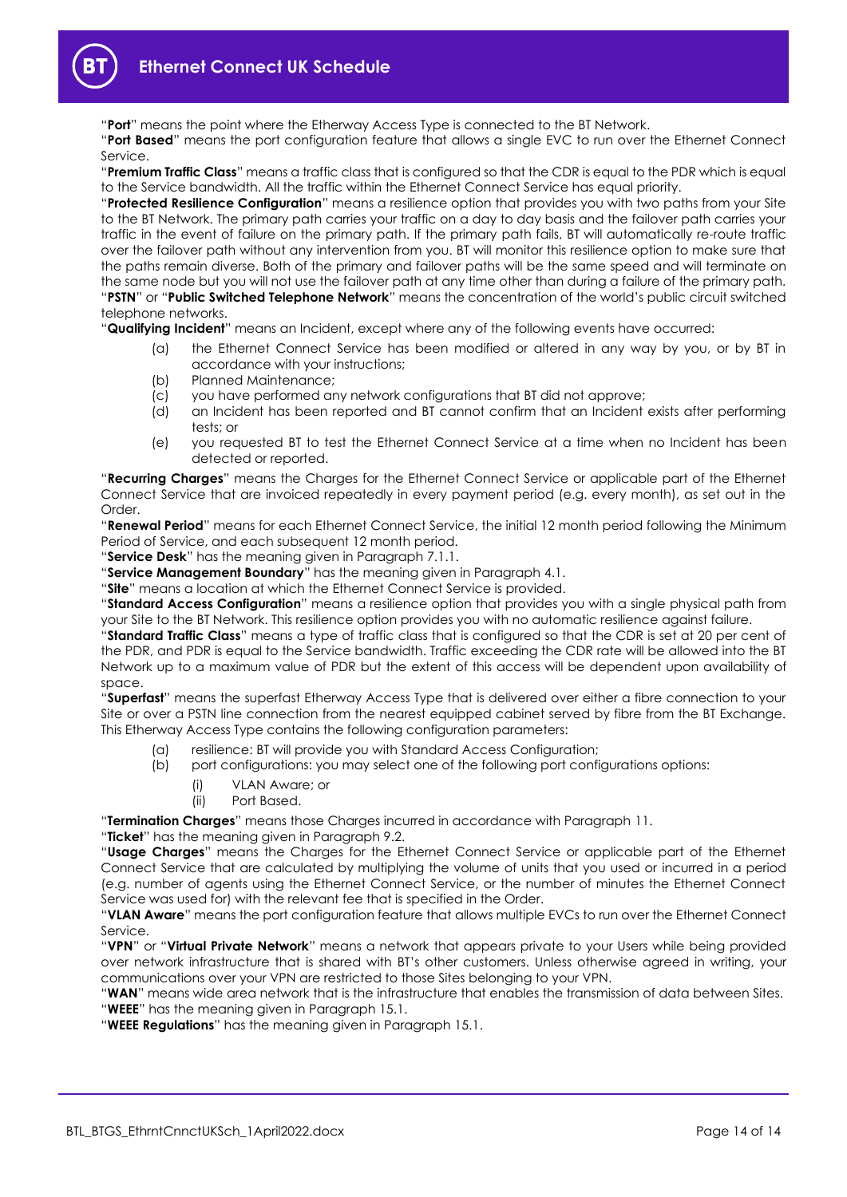"**Port**" means the point where the Etherway Access Type is connected to the BT Network.

"**Port Based**" means the port configuration feature that allows a single EVC to run over the Ethernet Connect Service.

"**Premium Traffic Class**" means a traffic class that is configured so that the CDR is equal to the PDR which is equal to the Service bandwidth. All the traffic within the Ethernet Connect Service has equal priority.

"**Protected Resilience Configuration**" means a resilience option that provides you with two paths from your Site to the BT Network. The primary path carries your traffic on a day to day basis and the failover path carries your traffic in the event of failure on the primary path. If the primary path fails, BT will automatically re-route traffic over the failover path without any intervention from you. BT will monitor this resilience option to make sure that the paths remain diverse. Both of the primary and failover paths will be the same speed and will terminate on the same node but you will not use the failover path at any time other than during a failure of the primary path.

"**PSTN**" or "**Public Switched Telephone Network**" means the concentration of the world's public circuit switched telephone networks.

"**Qualifying Incident**" means an Incident, except where any of the following events have occurred:

(a) the Ethernet Connect Service has been modified or altered in any way by you, or by BT in accordance with your instructions;

(b) Planned Maintenance;

(c) you have performed any network configurations that BT did not approve;

(d) an Incident has been reported and BT cannot confirm that an Incident exists after performing tests; or

(e) you requested BT to test the Ethernet Connect Service at a time when no Incident has been detected or reported.

"**Recurring Charges**" means the Charges for the Ethernet Connect Service or applicable part of the Ethernet Connect Service that are invoiced repeatedly in every payment period (e.g. every month), as set out in the Order.

"**Renewal Period**" means for each Ethernet Connect Service, the initial 12 month period following the Minimum Period of Service, and each subsequent 12 month period.

"**Service Desk**" has the meaning given in Paragraph 7.1.1.

"**Service Management Boundary**" has the meaning given in Paragraph 4.1.

"**Site**" means a location at which the Ethernet Connect Service is provided.

"**Standard Access Configuration**" means a resilience option that provides you with a single physical path from your Site to the BT Network. This resilience option provides you with no automatic resilience against failure.

"**Standard Traffic Class**" means a type of traffic class that is configured so that the CDR is set at 20 per cent of the PDR, and PDR is equal to the Service bandwidth. Traffic exceeding the CDR rate will be allowed into the BT Network up to a maximum value of PDR but the extent of this access will be dependent upon availability of space.

"**Superfast**" means the superfast Etherway Access Type that is delivered over either a fibre connection to your Site or over a PSTN line connection from the nearest equipped cabinet served by fibre from the BT Exchange. This Etherway Access Type contains the following configuration parameters:

(a) resilience: BT will provide you with Standard Access Configuration;

(b) port configurations: you may select one of the following port configurations options:

(i) VLAN Aware; or

(ii) Port Based.

"**Termination Charges**" means those Charges incurred in accordance with Paragraph 11.

"**Ticket**" has the meaning given in Paragraph 9.2.

"**Usage Charges**" means the Charges for the Ethernet Connect Service or applicable part of the Ethernet Connect Service that are calculated by multiplying the volume of units that you used or incurred in a period (e.g. number of agents using the Ethernet Connect Service, or the number of minutes the Ethernet Connect Service was used for) with the relevant fee that is specified in the Order.

"**VLAN Aware**" means the port configuration feature that allows multiple EVCs to run over the Ethernet Connect Service.

"**VPN**" or "**Virtual Private Network**" means a network that appears private to your Users while being provided over network infrastructure that is shared with BT's other customers. Unless otherwise agreed in writing, your communications over your VPN are restricted to those Sites belonging to your VPN.

"**WAN**" means wide area network that is the infrastructure that enables the transmission of data between Sites.

"**WEEE**" has the meaning given in Paragraph 15.1.

"**WEEE Regulations**" has the meaning given in Paragraph 15.1.